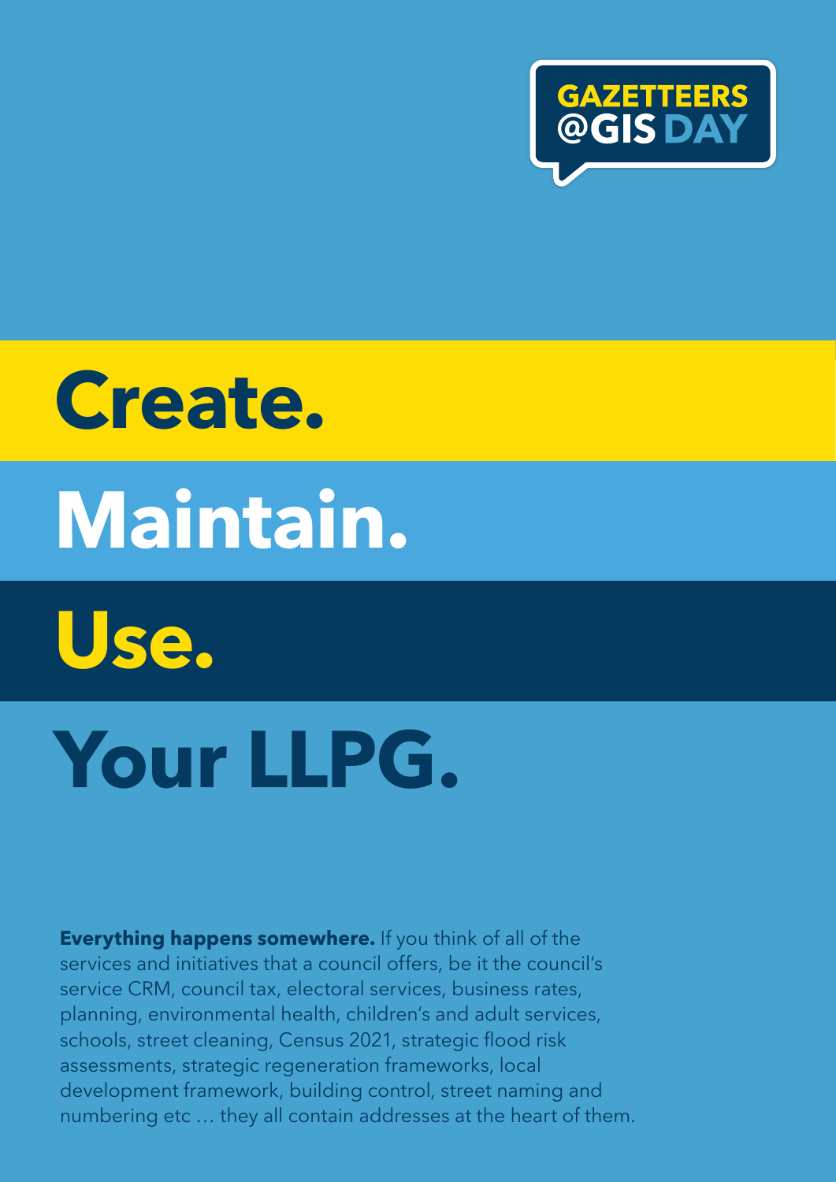GAZETTEERS @GIS DAY

# Create.

# Maintain.

# Use.

# Your LLPG.

**Everything happens somewhere.** If you think of all of the services and initiatives that a council offers, be it the council's service CRM, council tax, electoral services, business rates, planning, environmental health, children's and adult services, schools, street cleaning, Census 2021, strategic flood risk assessments, strategic regeneration frameworks, local development framework, building control, street naming and numbering etc … they all contain addresses at the heart of them.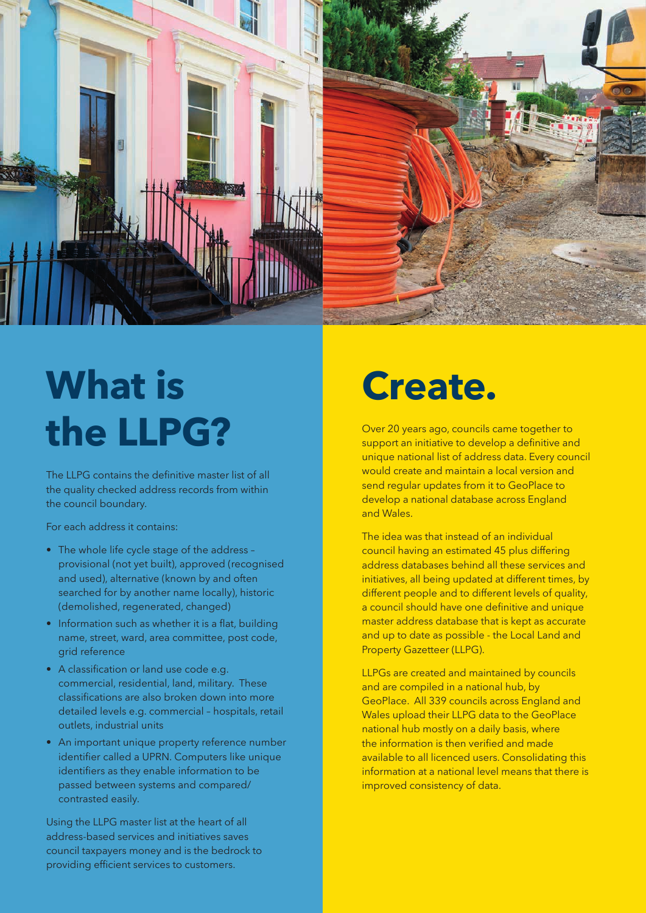# What is the LLPG?

The LLPG contains the definitive master list of all the quality checked address records from within the council boundary.

For each address it contains:

- The whole life cycle stage of the address – provisional (not yet built), approved (recognised and used), alternative (known by and often searched for by another name locally), historic (demolished, regenerated, changed)
- Information such as whether it is a flat, building name, street, ward, area committee, post code, grid reference
- A classification or land use code e.g. commercial, residential, land, military. These classifications are also broken down into more detailed levels e.g. commercial – hospitals, retail outlets, industrial units
- An important unique property reference number identifier called a UPRN. Computers like unique identifiers as they enable information to be passed between systems and compared/contrasted easily.

Using the LLPG master list at the heart of all address-based services and initiatives saves council taxpayers money and is the bedrock to providing efficient services to customers.

# Create.

Over 20 years ago, councils came together to support an initiative to develop a definitive and unique national list of address data. Every council would create and maintain a local version and send regular updates from it to GeoPlace to develop a national database across England and Wales.

The idea was that instead of an individual council having an estimated 45 plus differing address databases behind all these services and initiatives, all being updated at different times, by different people and to different levels of quality, a council should have one definitive and unique master address database that is kept as accurate and up to date as possible - the Local Land and Property Gazetteer (LLPG).

LLPGs are created and maintained by councils and are compiled in a national hub, by GeoPlace. All 339 councils across England and Wales upload their LLPG data to the GeoPlace national hub mostly on a daily basis, where the information is then verified and made available to all licenced users. Consolidating this information at a national level means that there is improved consistency of data.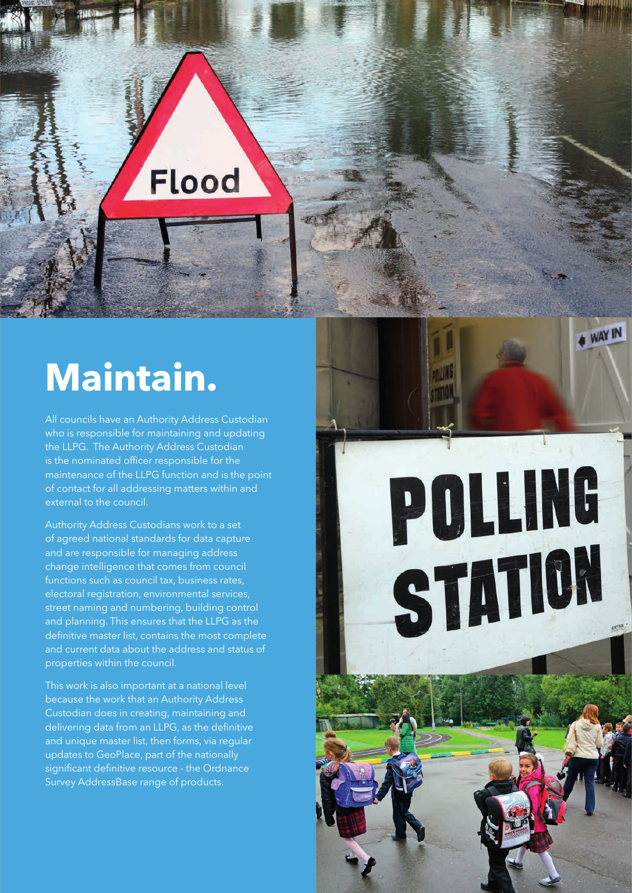# Maintain.

All councils have an Authority Address Custodian who is responsible for maintaining and updating the LLPG. The Authority Address Custodian is the nominated officer responsible for the maintenance of the LLPG function and is the point of contact for all addressing matters within and external to the council.

Authority Address Custodians work to a set of agreed national standards for data capture and are responsible for managing address change intelligence that comes from council functions such as council tax, business rates, electoral registration, environmental services, street naming and numbering, building control and planning. This ensures that the LLPG as the definitive master list, contains the most complete and current data about the address and status of properties within the council.

This work is also important at a national level because the work that an Authority Address Custodian does in creating, maintaining and delivering data from an LLPG, as the definitive and unique master list, then forms, via regular updates to GeoPlace, part of the nationally significant definitive resource - the Ordnance Survey AddressBase range of products.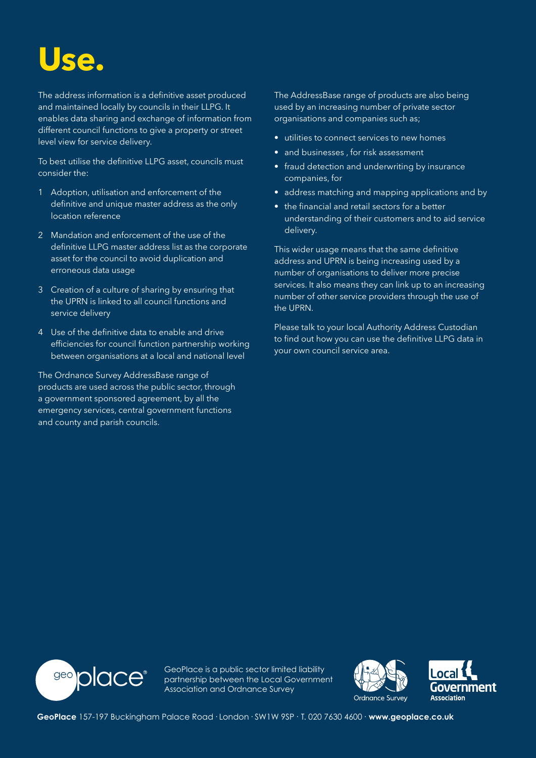# Use.

The address information is a definitive asset produced and maintained locally by councils in their LLPG. It enables data sharing and exchange of information from different council functions to give a property or street level view for service delivery.

To best utilise the definitive LLPG asset, councils must consider the:

1. Adoption, utilisation and enforcement of the definitive and unique master address as the only location reference
2. Mandation and enforcement of the use of the definitive LLPG master address list as the corporate asset for the council to avoid duplication and erroneous data usage
3. Creation of a culture of sharing by ensuring that the UPRN is linked to all council functions and service delivery
4. Use of the definitive data to enable and drive efficiencies for council function partnership working between organisations at a local and national level

The Ordnance Survey AddressBase range of products are used across the public sector, through a government sponsored agreement, by all the emergency services, central government functions and county and parish councils.

The AddressBase range of products are also being used by an increasing number of private sector organisations and companies such as;

- utilities to connect services to new homes
- and businesses , for risk assessment
- fraud detection and underwriting by insurance companies, for
- address matching and mapping applications and by
- the financial and retail sectors for a better understanding of their customers and to aid service delivery.

This wider usage means that the same definitive address and UPRN is being increasing used by a number of organisations to deliver more precise services. It also means they can link up to an increasing number of other service providers through the use of the UPRN.

Please talk to your local Authority Address Custodian to find out how you can use the definitive LLPG data in your own council service area.

GeoPlace is a public sector limited liability partnership between the Local Government Association and Ordnance Survey

**GeoPlace** 157-197 Buckingham Palace Road · London · SW1W 9SP · T. 020 7630 4600 · **www.geoplace.co.uk**